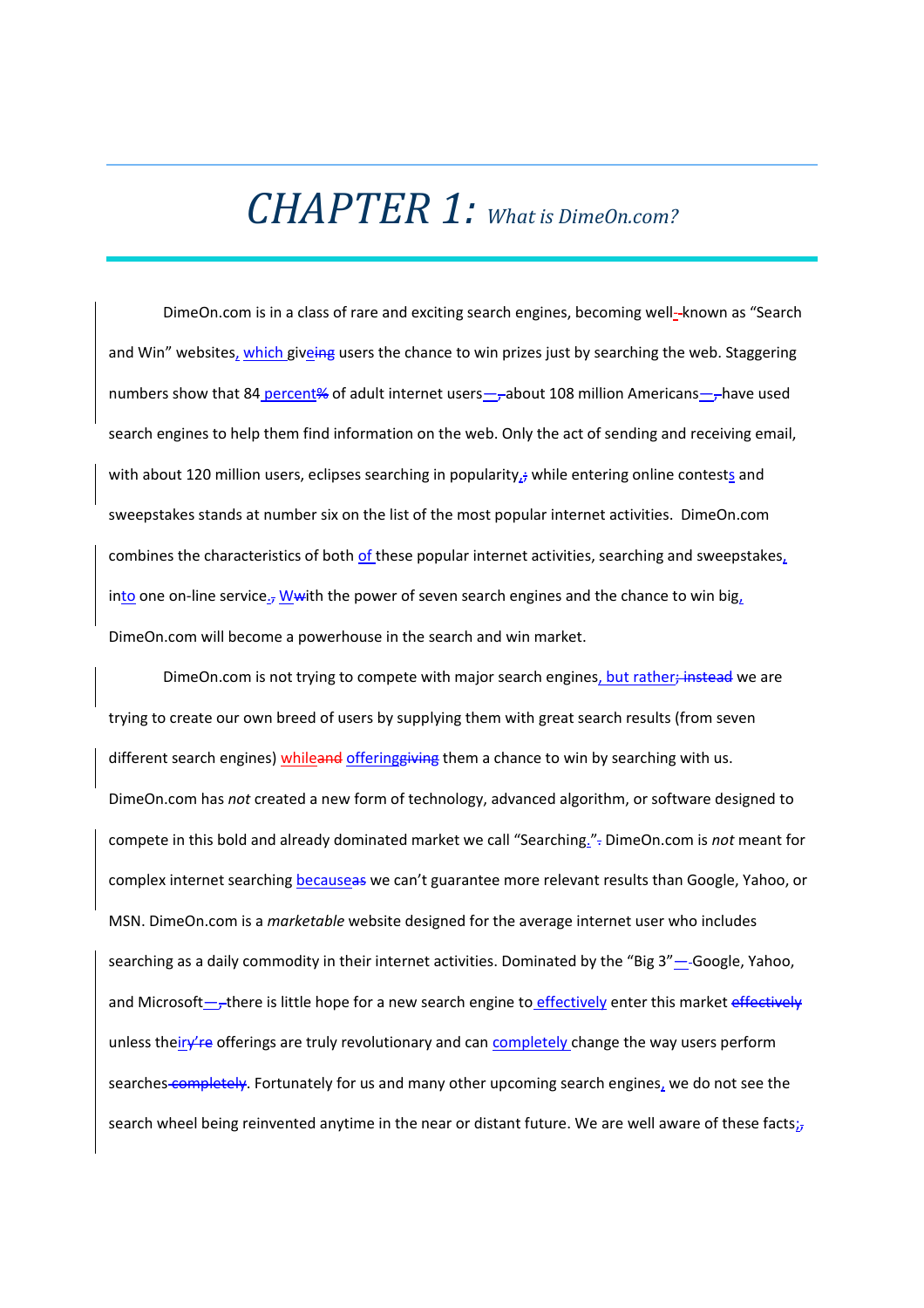# CHAPTER 1: *What is DimeOn.com?*

DimeOn.com is in a class of rare and exciting search engines, becoming well-~~-~~known as “Search and Win” websites, which give~~ing~~ users the chance to win prizes just by searching the web. Staggering numbers show that 84 percent~~%~~ of adult internet users—~~,~~about 108 million Americans—~~,~~have used search engines to help them find information on the web. Only the act of sending and receiving email, with about 120 million users, eclipses searching in popularity,~~;~~ while entering online contests and sweepstakes stands at number six on the list of the most popular internet activities. DimeOn.com combines the characteristics of both of these popular internet activities, searching and sweepstakes, into one on-line service.~~,~~ W~~w~~ith the power of seven search engines and the chance to win big, DimeOn.com will become a powerhouse in the search and win market.

DimeOn.com is not trying to compete with major search engines, but rather~~; instead~~ we are trying to create our own breed of users by supplying them with great search results (from seven different search engines) while~~and~~ offering~~giving~~ them a chance to win by searching with us. DimeOn.com has *not* created a new form of technology, advanced algorithm, or software designed to compete in this bold and already dominated market we call “Searching.”~~.~~ DimeOn.com is *not* meant for complex internet searching because~~as~~ we can’t guarantee more relevant results than Google, Yahoo, or MSN. DimeOn.com is a *marketable* website designed for the average internet user who includes searching as a daily commodity in their internet activities. Dominated by the “Big 3”—~~-~~Google, Yahoo, and Microsoft—~~,~~there is little hope for a new search engine to effectively enter this market ~~effectively~~ unless their~~y’re~~ offerings are truly revolutionary and can completely change the way users perform searches~~ completely~~. Fortunately for us and many other upcoming search engines, we do not see the search wheel being reinvented anytime in the near or distant future. We are well aware of these facts;~~,~~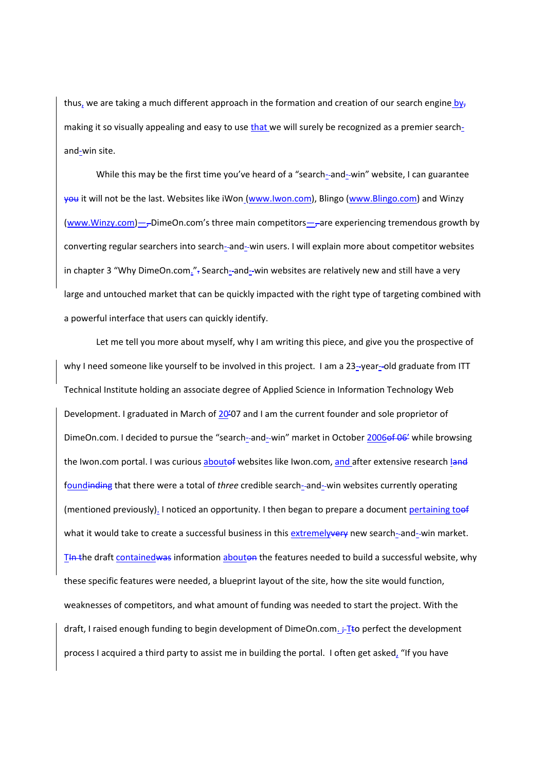thus, we are taking a much different approach in the formation and creation of our search engine by~~,~~ making it so visually appealing and easy to use that we will surely be recognized as a premier search-and-win site.

While this may be the first time you've heard of a "search-and-win" website, I can guarantee ~~you~~ it will not be the last. Websites like iWon (www.Iwon.com), Blingo (www.Blingo.com) and Winzy (www.Winzy.com)—~~,~~DimeOn.com's three main competitors—~~,~~are experiencing tremendous growth by converting regular searchers into search-and-win users. I will explain more about competitor websites in chapter 3 "Why DimeOn.com."~~.~~ Search-and-win websites are relatively new and still have a very large and untouched market that can be quickly impacted with the right type of targeting combined with a powerful interface that users can quickly identify.

Let me tell you more about myself, why I am writing this piece, and give you the prospective of why I need someone like yourself to be involved in this project. I am a 23-year-old graduate from ITT Technical Institute holding an associate degree of Applied Science in Information Technology Web Development. I graduated in March of 20~~'~~07 and I am the current founder and sole proprietor of DimeOn.com. I decided to pursue the "search-and-win" market in October 2006~~of 06'~~ while browsing the Iwon.com portal. I was curious about~~of~~ websites like Iwon.com, and after extensive research ~~land~~ found~~inding~~ that there were a total of *three* credible search-and-win websites currently operating (mentioned previously). I noticed an opportunity. I then began to prepare a document pertaining to~~of~~ what it would take to create a successful business in this extremely~~very~~ new search-and-win market. T~~In t~~he draft contained~~was~~ information about~~on~~ the features needed to build a successful website, why these specific features were needed, a blueprint layout of the site, how the site would function, weaknesses of competitors, and what amount of funding was needed to start the project. With the draft, I raised enough funding to begin development of DimeOn.com. ~~;~~ T~~t~~o perfect the development process I acquired a third party to assist me in building the portal. I often get asked, "If you have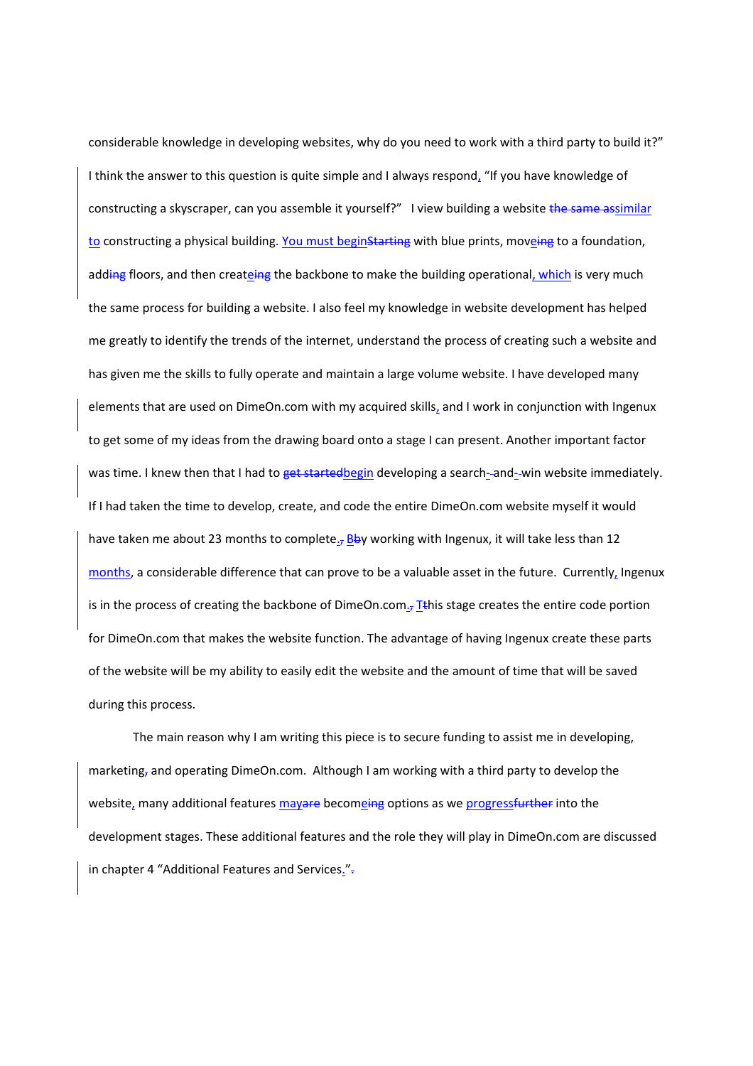considerable knowledge in developing websites, why do you need to work with a third party to build it?" I think the answer to this question is quite simple and I always respond, "If you have knowledge of constructing a skyscraper, can you assemble it yourself?" I view building a website ~~the same as~~similar to constructing a physical building. You must begin~~Starting~~ with blue prints, move~~ing~~ to a foundation, add~~ing~~ floors, and then create~~ing~~ the backbone to make the building operational, which is very much the same process for building a website. I also feel my knowledge in website development has helped me greatly to identify the trends of the internet, understand the process of creating such a website and has given me the skills to fully operate and maintain a large volume website. I have developed many elements that are used on DimeOn.com with my acquired skills, and I work in conjunction with Ingenux to get some of my ideas from the drawing board onto a stage I can present. Another important factor was time. I knew then that I had to ~~get started~~begin developing a search-~~-~~and-~~-~~win website immediately. If I had taken the time to develop, create, and code the entire DimeOn.com website myself it would have taken me about 23 months to complete.~~,~~ B~~b~~y working with Ingenux, it will take less than 12 months, a considerable difference that can prove to be a valuable asset in the future. Currently, Ingenux is in the process of creating the backbone of DimeOn.com.~~,~~ T~~t~~his stage creates the entire code portion for DimeOn.com that makes the website function. The advantage of having Ingenux create these parts of the website will be my ability to easily edit the website and the amount of time that will be saved during this process.

The main reason why I am writing this piece is to secure funding to assist me in developing, marketing~~,~~ and operating DimeOn.com. Although I am working with a third party to develop the website, many additional features may~~are~~ become~~ing~~ options as we progress~~further~~ into the development stages. These additional features and the role they will play in DimeOn.com are discussed in chapter 4 "Additional Features and Services."~~.~~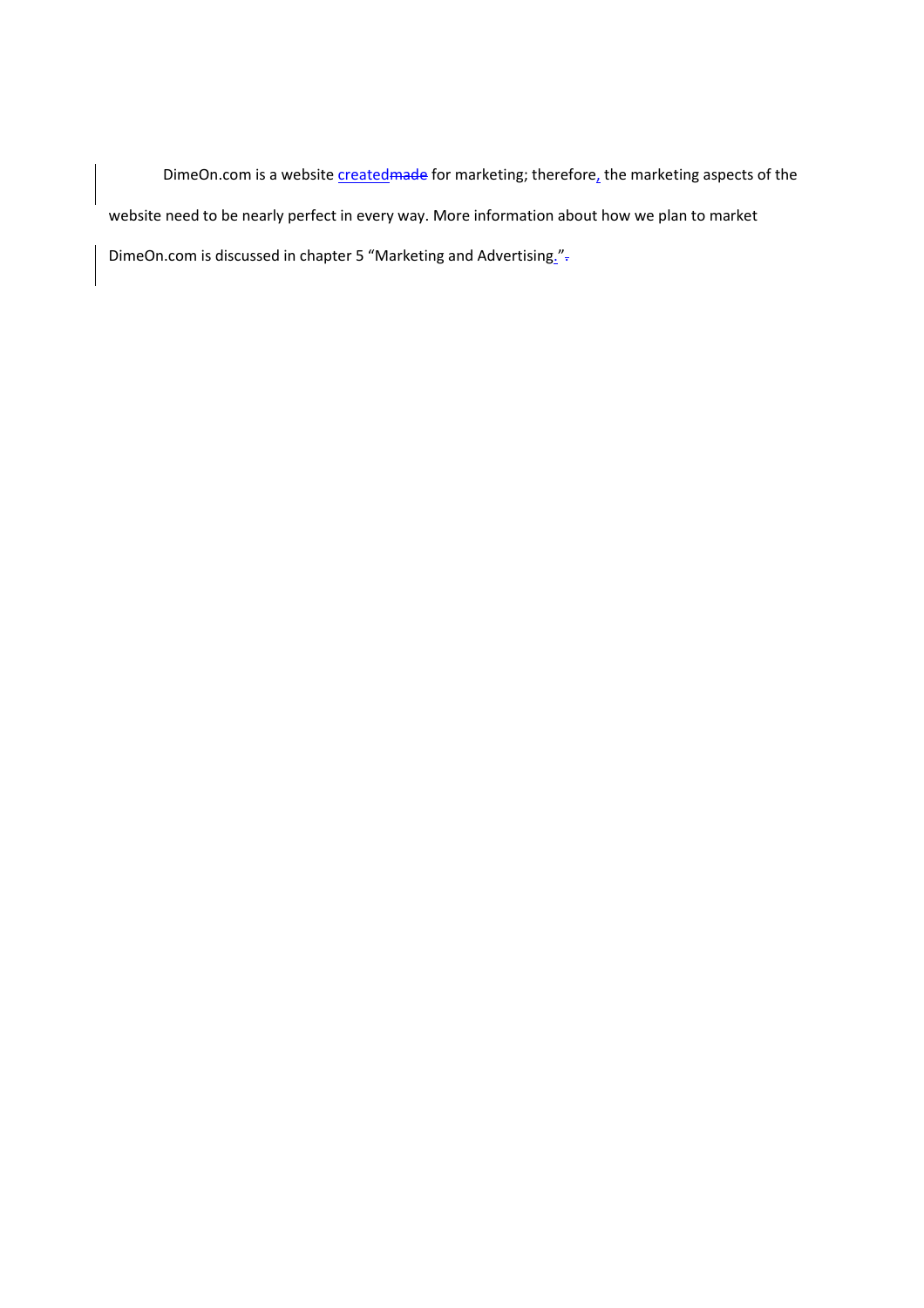DimeOn.com is a website created~~made~~ for marketing; therefore, the marketing aspects of the website need to be nearly perfect in every way. More information about how we plan to market DimeOn.com is discussed in chapter 5 “Marketing and Advertising.”~~.~~